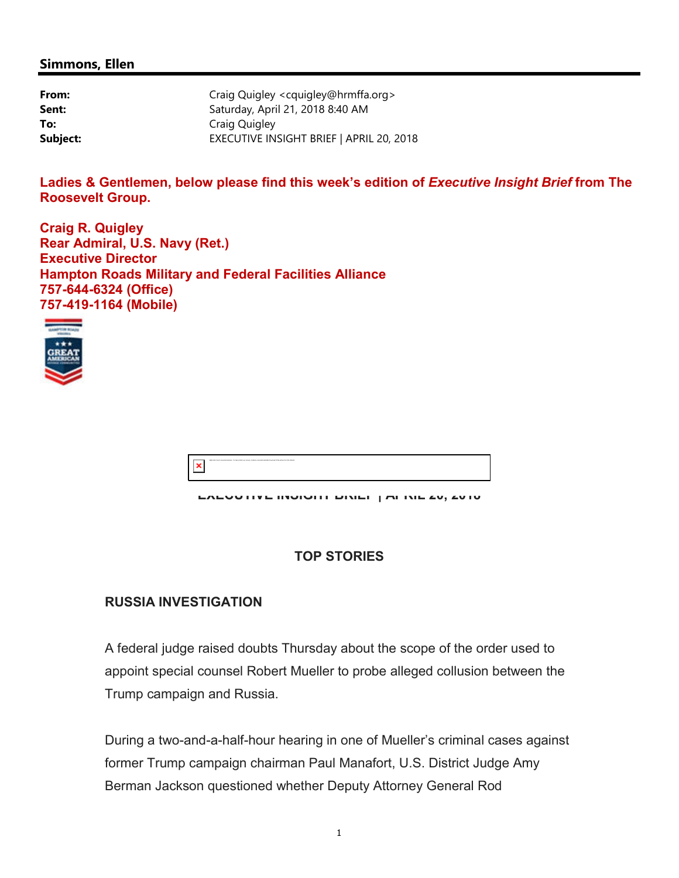**Simmons, Ellen**

| | |
|---|---|
| **From:** | Craig Quigley <cquigley@hrmffa.org> |
| **Sent:** | Saturday, April 21, 2018 8:40 AM |
| **To:** | Craig Quigley |
| **Subject:** | EXECUTIVE INSIGHT BRIEF \| APRIL 20, 2018 |

**Ladies & Gentlemen, below please find this week's edition of *Executive Insight Brief* from The Roosevelt Group.**

**Craig R. Quigley**
**Rear Admiral, U.S. Navy (Ret.)**
**Executive Director**
**Hampton Roads Military and Federal Facilities Alliance**
**757-644-6324 (Office)**
**757-419-1164 (Mobile)**

**EXECUTIVE INSIGHT BRIEF | APRIL 20, 2018**

## TOP STORIES

### RUSSIA INVESTIGATION

A federal judge raised doubts Thursday about the scope of the order used to appoint special counsel Robert Mueller to probe alleged collusion between the Trump campaign and Russia.

During a two-and-a-half-hour hearing in one of Mueller's criminal cases against former Trump campaign chairman Paul Manafort, U.S. District Judge Amy Berman Jackson questioned whether Deputy Attorney General Rod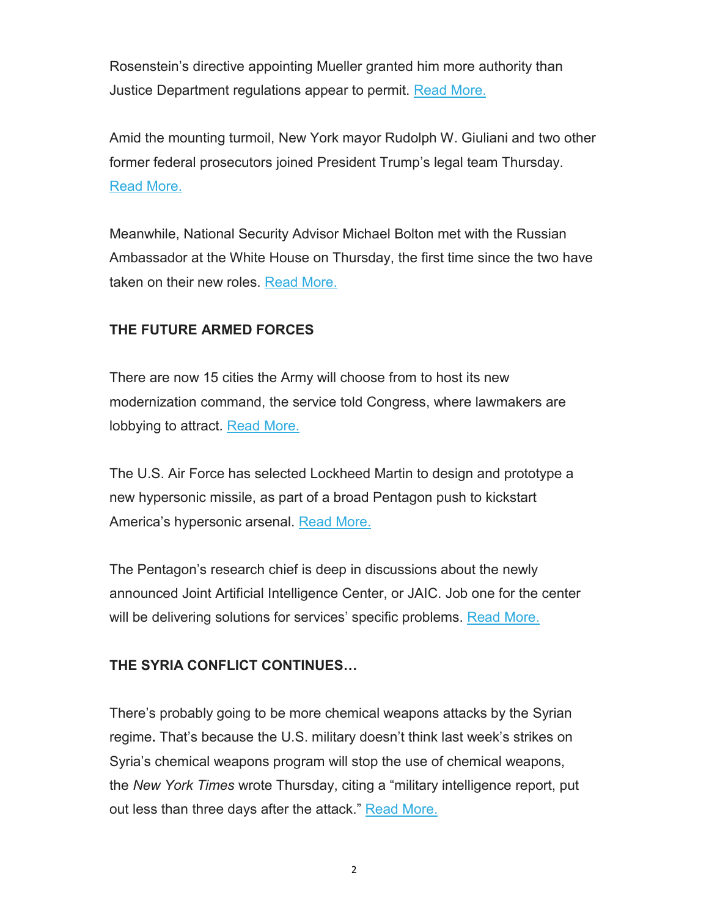Rosenstein's directive appointing Mueller granted him more authority than Justice Department regulations appear to permit. Read More.

Amid the mounting turmoil, New York mayor Rudolph W. Giuliani and two other former federal prosecutors joined President Trump's legal team Thursday. Read More.

Meanwhile, National Security Advisor Michael Bolton met with the Russian Ambassador at the White House on Thursday, the first time since the two have taken on their new roles. Read More.

**THE FUTURE ARMED FORCES**

There are now 15 cities the Army will choose from to host its new modernization command, the service told Congress, where lawmakers are lobbying to attract. Read More.

The U.S. Air Force has selected Lockheed Martin to design and prototype a new hypersonic missile, as part of a broad Pentagon push to kickstart America's hypersonic arsenal. Read More.

The Pentagon's research chief is deep in discussions about the newly announced Joint Artificial Intelligence Center, or JAIC. Job one for the center will be delivering solutions for services' specific problems. Read More.

**THE SYRIA CONFLICT CONTINUES…**

There's probably going to be more chemical weapons attacks by the Syrian regime**.** That's because the U.S. military doesn't think last week's strikes on Syria's chemical weapons program will stop the use of chemical weapons, the *New York Times* wrote Thursday, citing a "military intelligence report, put out less than three days after the attack." Read More.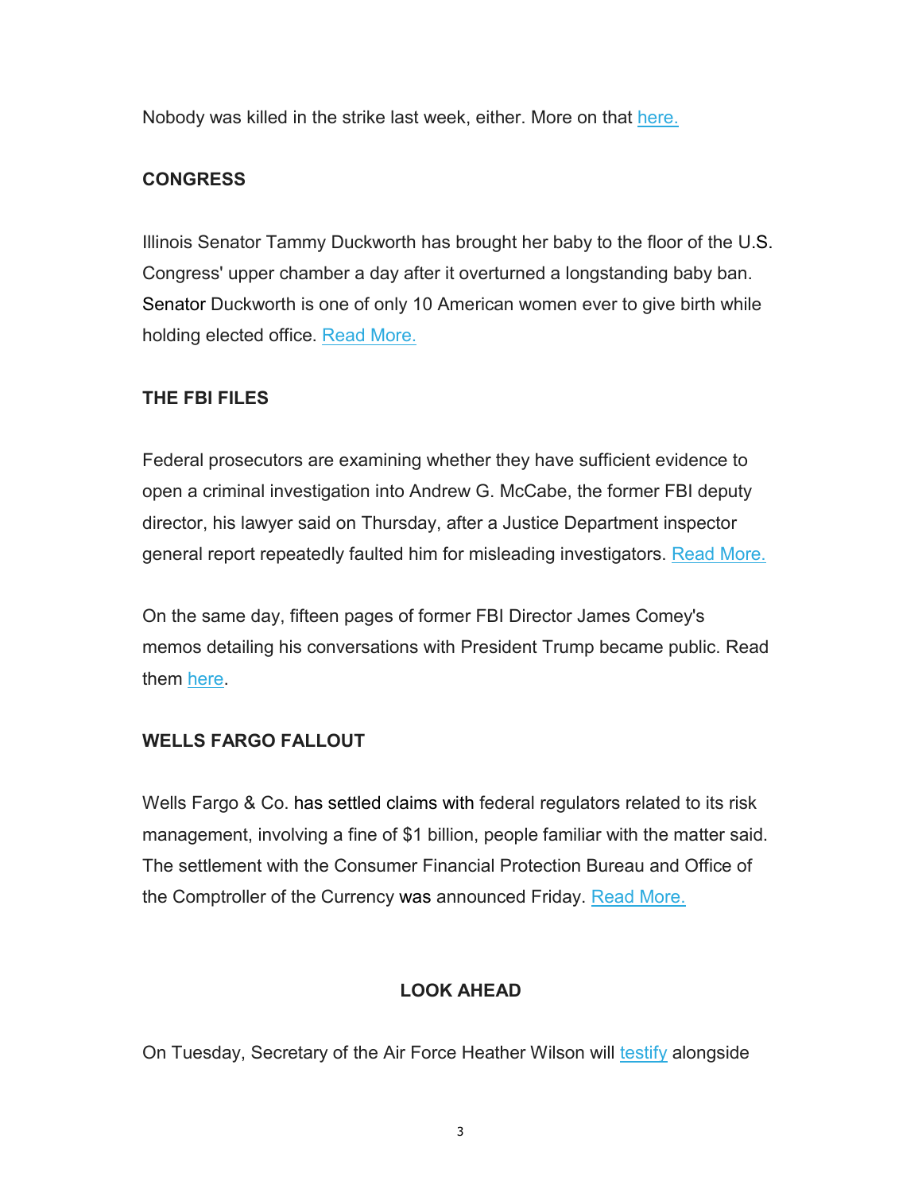Nobody was killed in the strike last week, either. More on that here.

**CONGRESS**

Illinois Senator Tammy Duckworth has brought her baby to the floor of the U.S. Congress' upper chamber a day after it overturned a longstanding baby ban. Senator Duckworth is one of only 10 American women ever to give birth while holding elected office. Read More.

**THE FBI FILES**

Federal prosecutors are examining whether they have sufficient evidence to open a criminal investigation into Andrew G. McCabe, the former FBI deputy director, his lawyer said on Thursday, after a Justice Department inspector general report repeatedly faulted him for misleading investigators. Read More.

On the same day, fifteen pages of former FBI Director James Comey's memos detailing his conversations with President Trump became public. Read them here.

**WELLS FARGO FALLOUT**

Wells Fargo & Co. has settled claims with federal regulators related to its risk management, involving a fine of $1 billion, people familiar with the matter said. The settlement with the Consumer Financial Protection Bureau and Office of the Comptroller of the Currency was announced Friday. Read More.

**LOOK AHEAD**

On Tuesday, Secretary of the Air Force Heather Wilson will testify alongside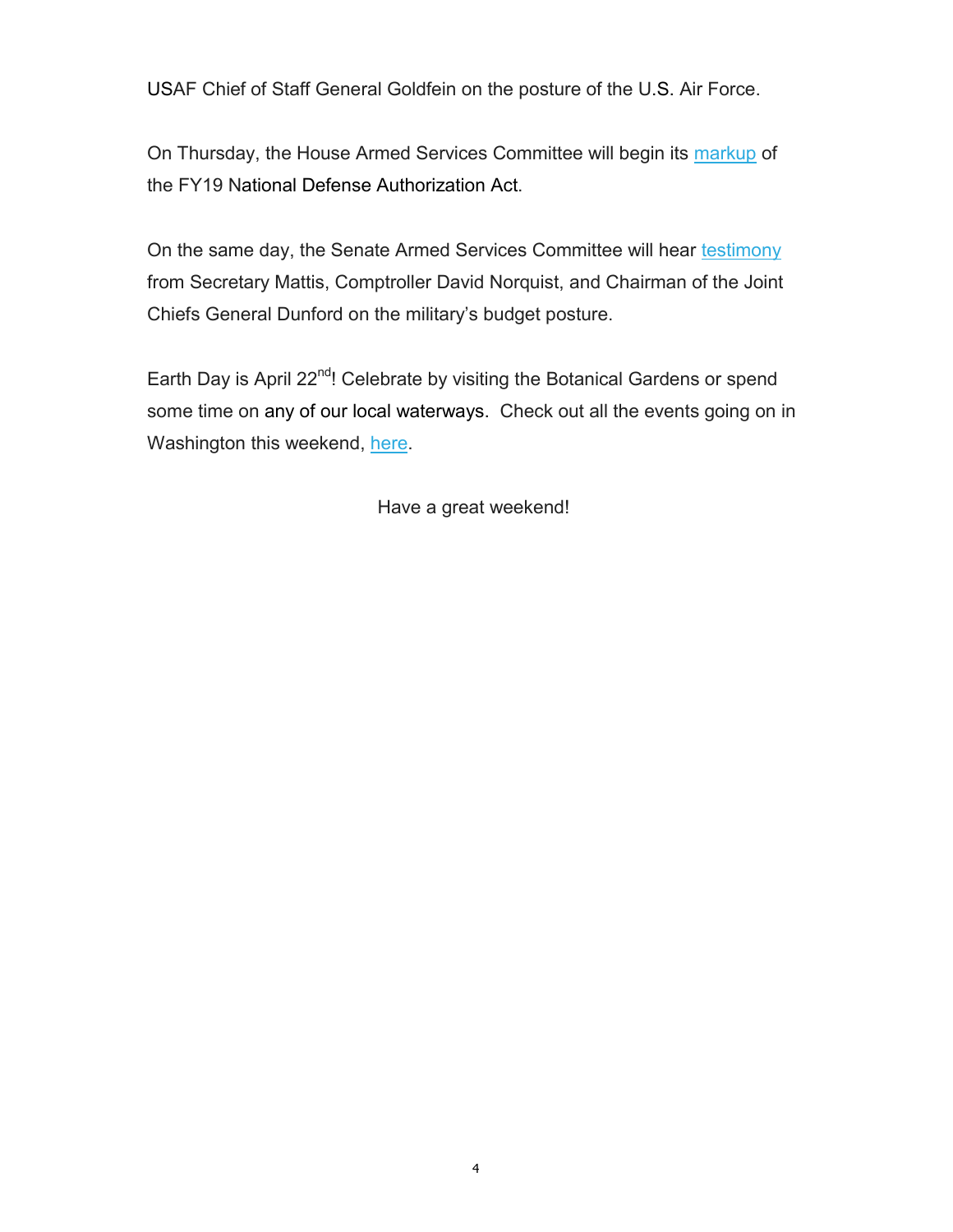USAF Chief of Staff General Goldfein on the posture of the U.S. Air Force.

On Thursday, the House Armed Services Committee will begin its markup of the FY19 National Defense Authorization Act.

On the same day, the Senate Armed Services Committee will hear testimony from Secretary Mattis, Comptroller David Norquist, and Chairman of the Joint Chiefs General Dunford on the military's budget posture.

Earth Day is April 22nd! Celebrate by visiting the Botanical Gardens or spend some time on any of our local waterways. Check out all the events going on in Washington this weekend, here.

Have a great weekend!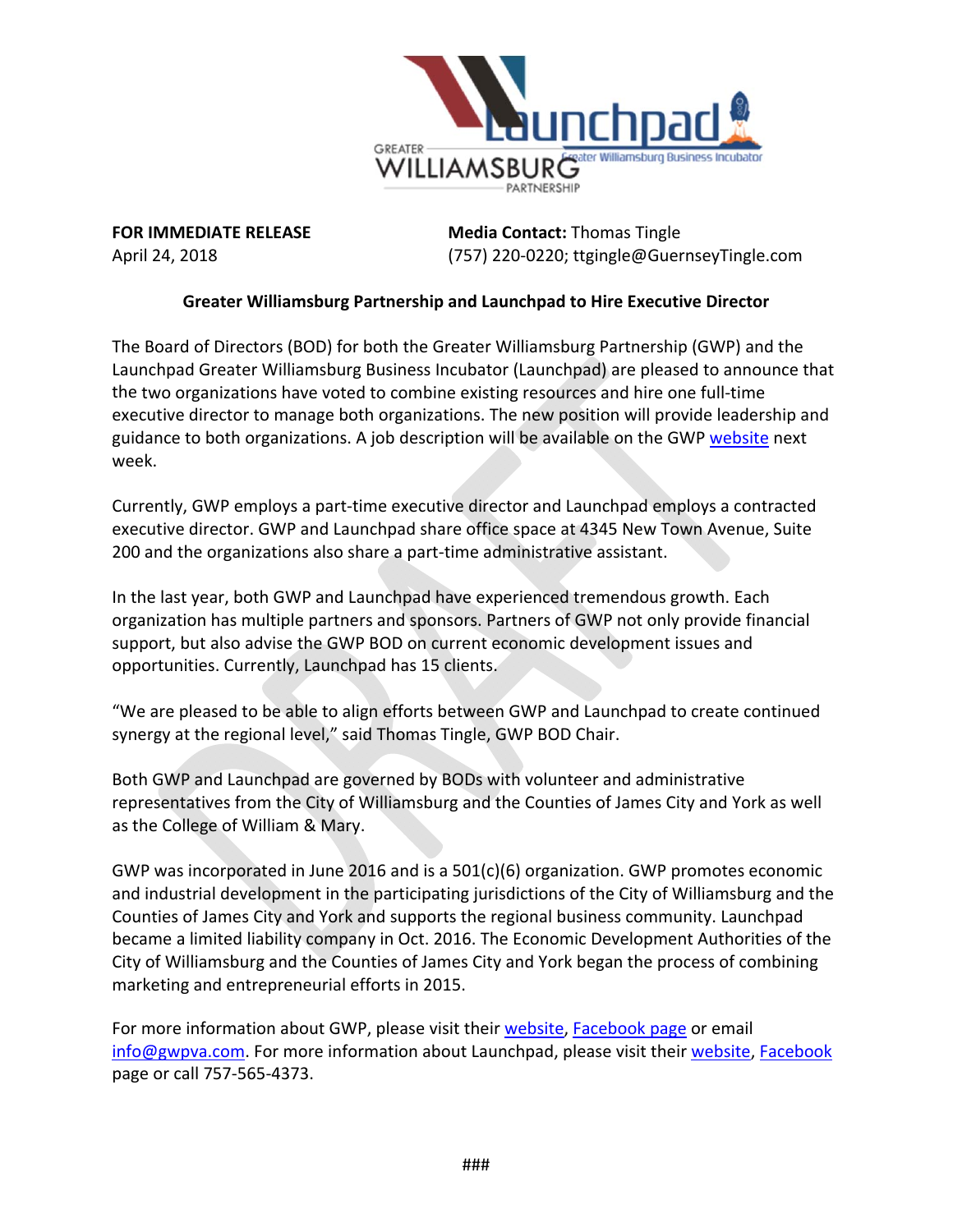**FOR IMMEDIATE RELEASE**
April 24, 2018

**Media Contact:** Thomas Tingle
(757) 220-0220; ttgingle@GuernseyTingle.com

**Greater Williamsburg Partnership and Launchpad to Hire Executive Director**

The Board of Directors (BOD) for both the Greater Williamsburg Partnership (GWP) and the Launchpad Greater Williamsburg Business Incubator (Launchpad) are pleased to announce that the two organizations have voted to combine existing resources and hire one full-time executive director to manage both organizations. The new position will provide leadership and guidance to both organizations. A job description will be available on the GWP website next week.

Currently, GWP employs a part-time executive director and Launchpad employs a contracted executive director. GWP and Launchpad share office space at 4345 New Town Avenue, Suite 200 and the organizations also share a part-time administrative assistant.

In the last year, both GWP and Launchpad have experienced tremendous growth. Each organization has multiple partners and sponsors. Partners of GWP not only provide financial support, but also advise the GWP BOD on current economic development issues and opportunities. Currently, Launchpad has 15 clients.

"We are pleased to be able to align efforts between GWP and Launchpad to create continued synergy at the regional level," said Thomas Tingle, GWP BOD Chair.

Both GWP and Launchpad are governed by BODs with volunteer and administrative representatives from the City of Williamsburg and the Counties of James City and York as well as the College of William & Mary.

GWP was incorporated in June 2016 and is a 501(c)(6) organization. GWP promotes economic and industrial development in the participating jurisdictions of the City of Williamsburg and the Counties of James City and York and supports the regional business community. Launchpad became a limited liability company in Oct. 2016. The Economic Development Authorities of the City of Williamsburg and the Counties of James City and York began the process of combining marketing and entrepreneurial efforts in 2015.

For more information about GWP, please visit their website, Facebook page or email info@gwpva.com. For more information about Launchpad, please visit their website, Facebook page or call 757-565-4373.

###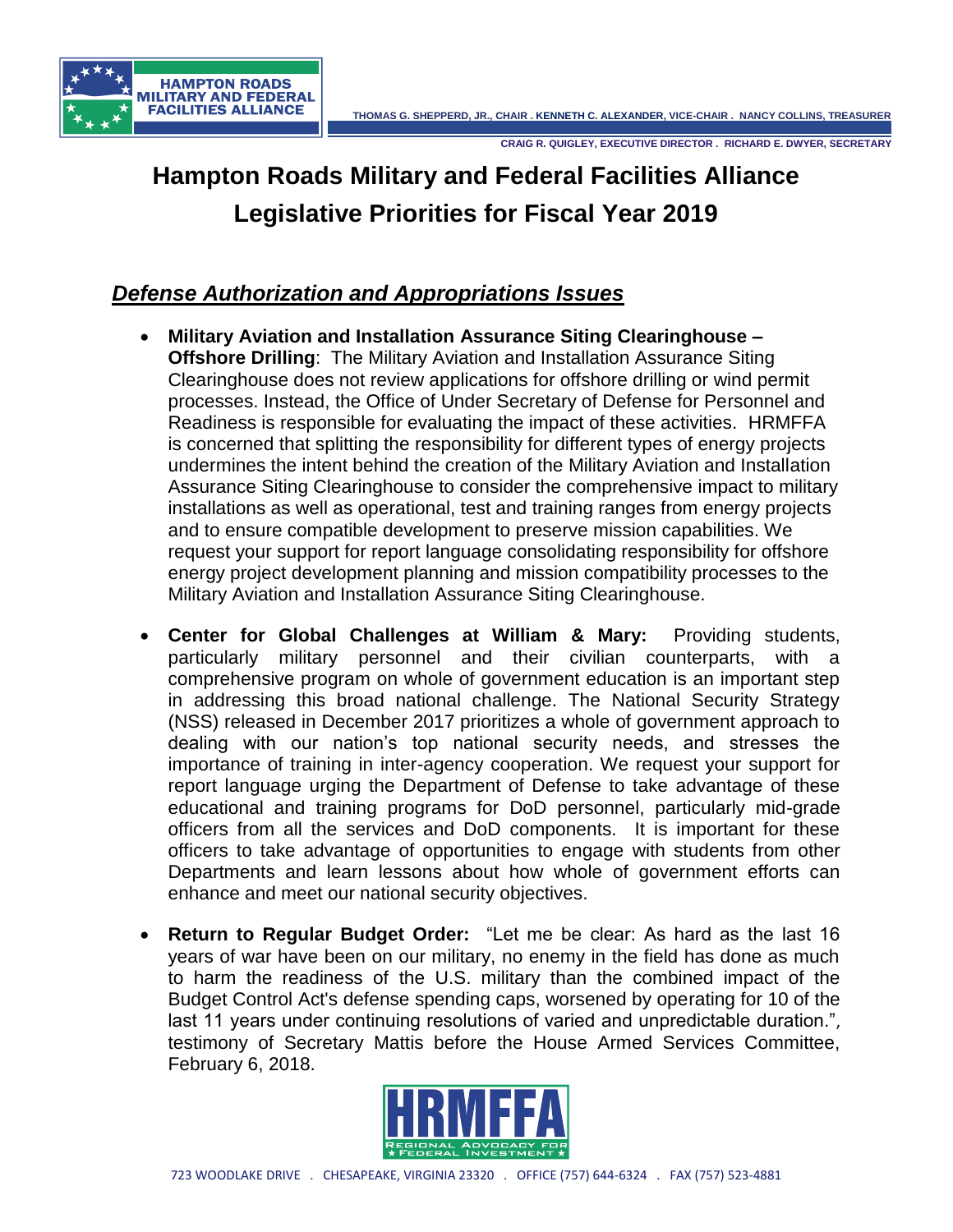# Hampton Roads Military and Federal Facilities Alliance Legislative Priorities for Fiscal Year 2019

## ***Defense Authorization and Appropriations Issues***

- **Military Aviation and Installation Assurance Siting Clearinghouse – Offshore Drilling**: The Military Aviation and Installation Assurance Siting Clearinghouse does not review applications for offshore drilling or wind permit processes. Instead, the Office of Under Secretary of Defense for Personnel and Readiness is responsible for evaluating the impact of these activities. HRMFFA is concerned that splitting the responsibility for different types of energy projects undermines the intent behind the creation of the Military Aviation and Installation Assurance Siting Clearinghouse to consider the comprehensive impact to military installations as well as operational, test and training ranges from energy projects and to ensure compatible development to preserve mission capabilities. We request your support for report language consolidating responsibility for offshore energy project development planning and mission compatibility processes to the Military Aviation and Installation Assurance Siting Clearinghouse.

- **Center for Global Challenges at William & Mary:** Providing students, particularly military personnel and their civilian counterparts, with a comprehensive program on whole of government education is an important step in addressing this broad national challenge. The National Security Strategy (NSS) released in December 2017 prioritizes a whole of government approach to dealing with our nation's top national security needs, and stresses the importance of training in inter-agency cooperation. We request your support for report language urging the Department of Defense to take advantage of these educational and training programs for DoD personnel, particularly mid-grade officers from all the services and DoD components. It is important for these officers to take advantage of opportunities to engage with students from other Departments and learn lessons about how whole of government efforts can enhance and meet our national security objectives.

- **Return to Regular Budget Order:** "Let me be clear: As hard as the last 16 years of war have been on our military, no enemy in the field has done as much to harm the readiness of the U.S. military than the combined impact of the Budget Control Act's defense spending caps, worsened by operating for 10 of the last 11 years under continuing resolutions of varied and unpredictable duration.", testimony of Secretary Mattis before the House Armed Services Committee, February 6, 2018.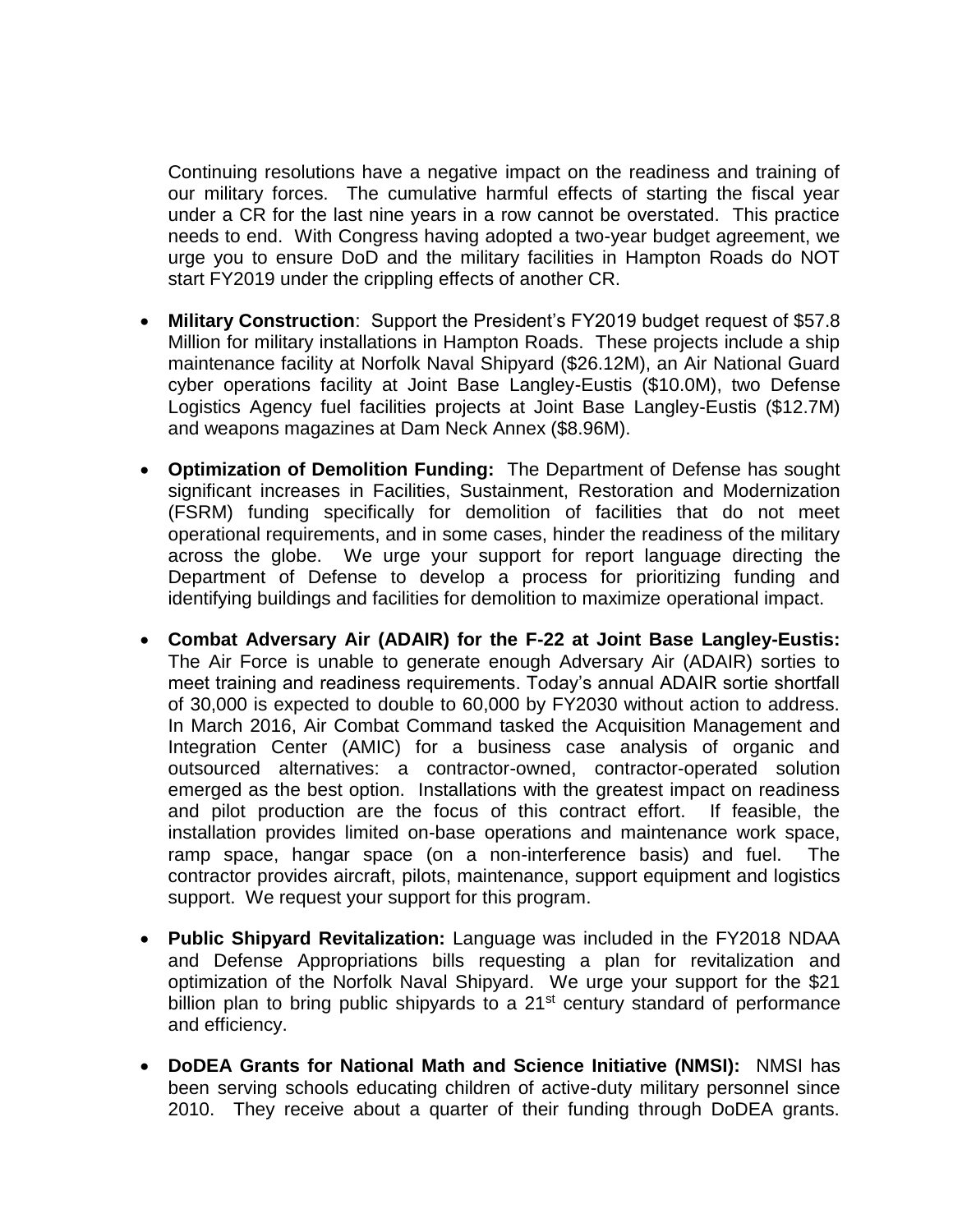Continuing resolutions have a negative impact on the readiness and training of our military forces. The cumulative harmful effects of starting the fiscal year under a CR for the last nine years in a row cannot be overstated. This practice needs to end. With Congress having adopted a two-year budget agreement, we urge you to ensure DoD and the military facilities in Hampton Roads do NOT start FY2019 under the crippling effects of another CR.

- **Military Construction**: Support the President's FY2019 budget request of $57.8 Million for military installations in Hampton Roads. These projects include a ship maintenance facility at Norfolk Naval Shipyard ($26.12M), an Air National Guard cyber operations facility at Joint Base Langley-Eustis ($10.0M), two Defense Logistics Agency fuel facilities projects at Joint Base Langley-Eustis ($12.7M) and weapons magazines at Dam Neck Annex ($8.96M).

- **Optimization of Demolition Funding:** The Department of Defense has sought significant increases in Facilities, Sustainment, Restoration and Modernization (FSRM) funding specifically for demolition of facilities that do not meet operational requirements, and in some cases, hinder the readiness of the military across the globe. We urge your support for report language directing the Department of Defense to develop a process for prioritizing funding and identifying buildings and facilities for demolition to maximize operational impact.

- **Combat Adversary Air (ADAIR) for the F-22 at Joint Base Langley-Eustis:** The Air Force is unable to generate enough Adversary Air (ADAIR) sorties to meet training and readiness requirements. Today's annual ADAIR sortie shortfall of 30,000 is expected to double to 60,000 by FY2030 without action to address. In March 2016, Air Combat Command tasked the Acquisition Management and Integration Center (AMIC) for a business case analysis of organic and outsourced alternatives: a contractor-owned, contractor-operated solution emerged as the best option. Installations with the greatest impact on readiness and pilot production are the focus of this contract effort. If feasible, the installation provides limited on-base operations and maintenance work space, ramp space, hangar space (on a non-interference basis) and fuel. The contractor provides aircraft, pilots, maintenance, support equipment and logistics support. We request your support for this program.

- **Public Shipyard Revitalization:** Language was included in the FY2018 NDAA and Defense Appropriations bills requesting a plan for revitalization and optimization of the Norfolk Naval Shipyard. We urge your support for the $21 billion plan to bring public shipyards to a 21st century standard of performance and efficiency.

- **DoDEA Grants for National Math and Science Initiative (NMSI):** NMSI has been serving schools educating children of active-duty military personnel since 2010. They receive about a quarter of their funding through DoDEA grants.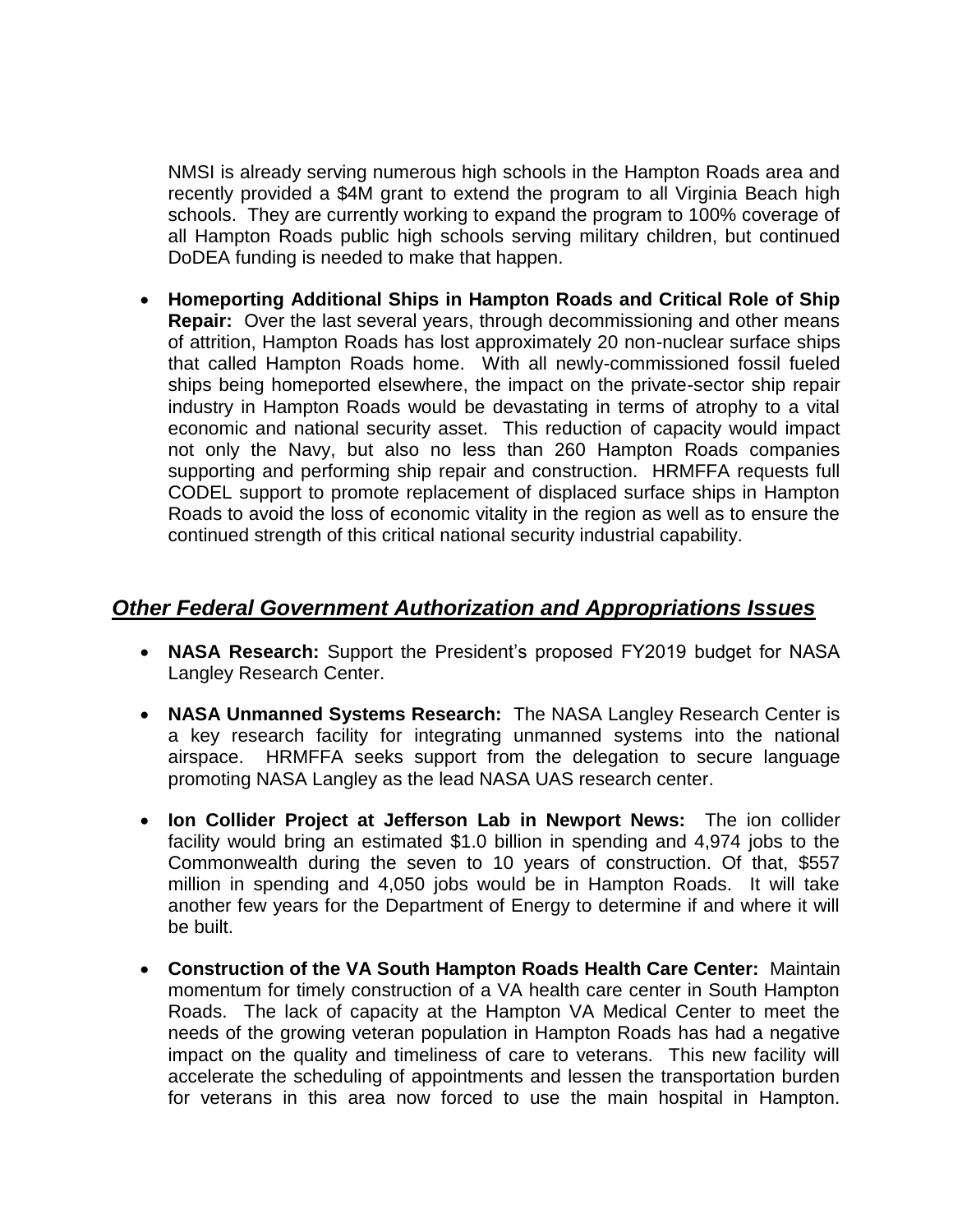NMSI is already serving numerous high schools in the Hampton Roads area and recently provided a $4M grant to extend the program to all Virginia Beach high schools. They are currently working to expand the program to 100% coverage of all Hampton Roads public high schools serving military children, but continued DoDEA funding is needed to make that happen.

- **Homeporting Additional Ships in Hampton Roads and Critical Role of Ship Repair:** Over the last several years, through decommissioning and other means of attrition, Hampton Roads has lost approximately 20 non-nuclear surface ships that called Hampton Roads home. With all newly-commissioned fossil fueled ships being homeported elsewhere, the impact on the private-sector ship repair industry in Hampton Roads would be devastating in terms of atrophy to a vital economic and national security asset. This reduction of capacity would impact not only the Navy, but also no less than 260 Hampton Roads companies supporting and performing ship repair and construction. HRMFFA requests full CODEL support to promote replacement of displaced surface ships in Hampton Roads to avoid the loss of economic vitality in the region as well as to ensure the continued strength of this critical national security industrial capability.

## ***Other Federal Government Authorization and Appropriations Issues***

- **NASA Research:** Support the President's proposed FY2019 budget for NASA Langley Research Center.

- **NASA Unmanned Systems Research:** The NASA Langley Research Center is a key research facility for integrating unmanned systems into the national airspace. HRMFFA seeks support from the delegation to secure language promoting NASA Langley as the lead NASA UAS research center.

- **Ion Collider Project at Jefferson Lab in Newport News:** The ion collider facility would bring an estimated $1.0 billion in spending and 4,974 jobs to the Commonwealth during the seven to 10 years of construction. Of that, $557 million in spending and 4,050 jobs would be in Hampton Roads. It will take another few years for the Department of Energy to determine if and where it will be built.

- **Construction of the VA South Hampton Roads Health Care Center:** Maintain momentum for timely construction of a VA health care center in South Hampton Roads. The lack of capacity at the Hampton VA Medical Center to meet the needs of the growing veteran population in Hampton Roads has had a negative impact on the quality and timeliness of care to veterans. This new facility will accelerate the scheduling of appointments and lessen the transportation burden for veterans in this area now forced to use the main hospital in Hampton.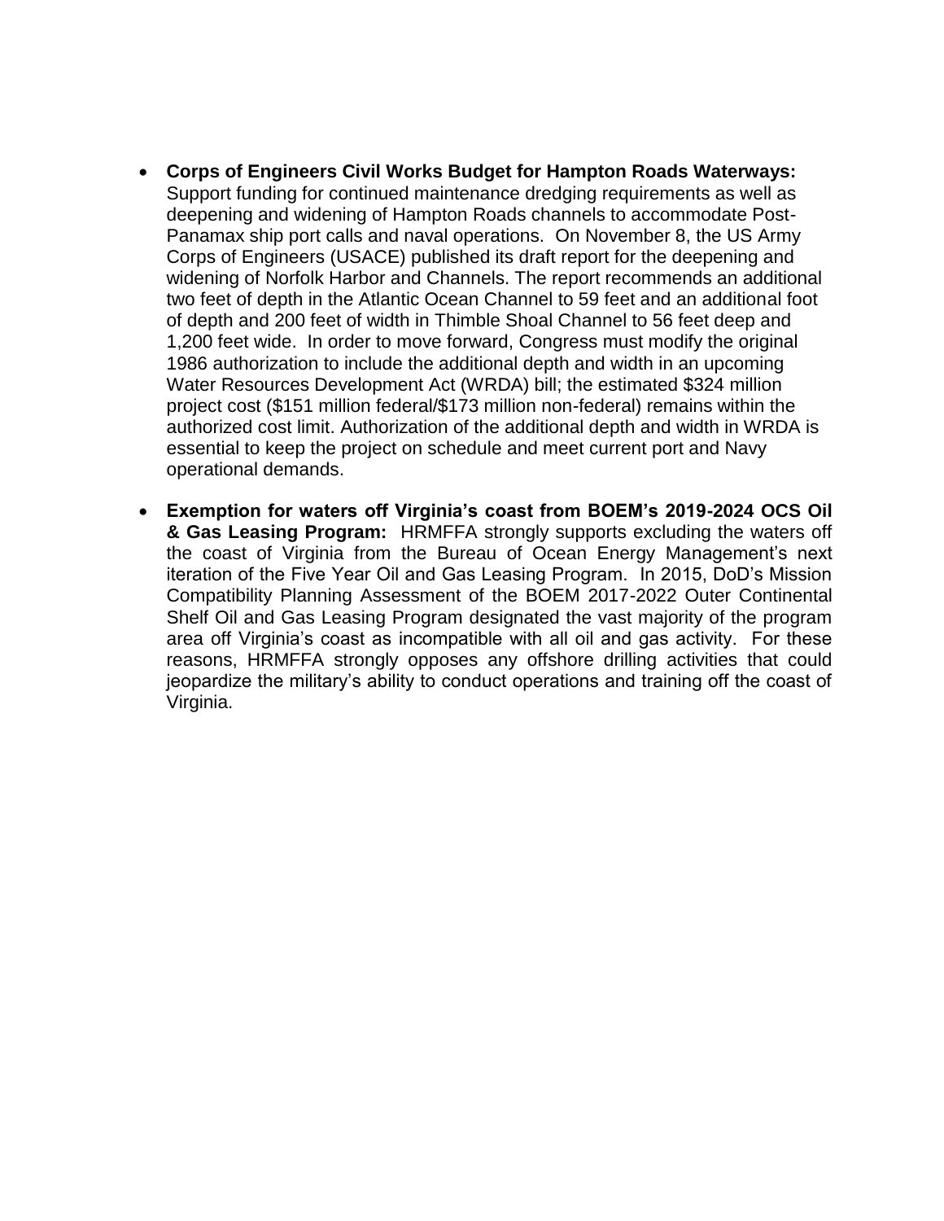- **Corps of Engineers Civil Works Budget for Hampton Roads Waterways:** Support funding for continued maintenance dredging requirements as well as deepening and widening of Hampton Roads channels to accommodate Post-Panamax ship port calls and naval operations. On November 8, the US Army Corps of Engineers (USACE) published its draft report for the deepening and widening of Norfolk Harbor and Channels. The report recommends an additional two feet of depth in the Atlantic Ocean Channel to 59 feet and an additional foot of depth and 200 feet of width in Thimble Shoal Channel to 56 feet deep and 1,200 feet wide. In order to move forward, Congress must modify the original 1986 authorization to include the additional depth and width in an upcoming Water Resources Development Act (WRDA) bill; the estimated $324 million project cost ($151 million federal/$173 million non-federal) remains within the authorized cost limit. Authorization of the additional depth and width in WRDA is essential to keep the project on schedule and meet current port and Navy operational demands.

- **Exemption for waters off Virginia's coast from BOEM's 2019-2024 OCS Oil & Gas Leasing Program:** HRMFFA strongly supports excluding the waters off the coast of Virginia from the Bureau of Ocean Energy Management's next iteration of the Five Year Oil and Gas Leasing Program. In 2015, DoD's Mission Compatibility Planning Assessment of the BOEM 2017-2022 Outer Continental Shelf Oil and Gas Leasing Program designated the vast majority of the program area off Virginia's coast as incompatible with all oil and gas activity. For these reasons, HRMFFA strongly opposes any offshore drilling activities that could jeopardize the military's ability to conduct operations and training off the coast of Virginia.